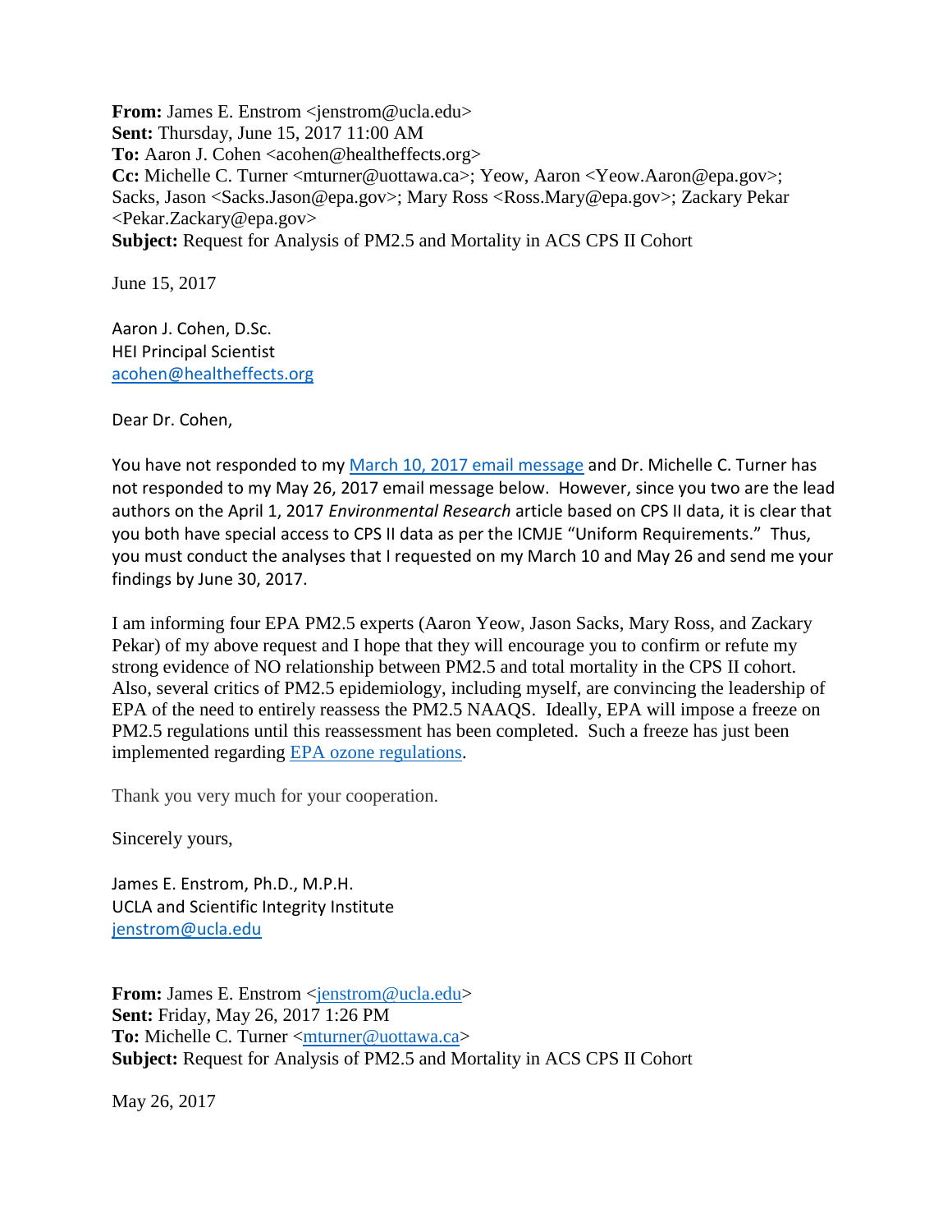**From:** James E. Enstrom <jenstrom@ucla.edu>
**Sent:** Thursday, June 15, 2017 11:00 AM
**To:** Aaron J. Cohen <acohen@healtheffects.org>
**Cc:** Michelle C. Turner <mturner@uottawa.ca>; Yeow, Aaron <Yeow.Aaron@epa.gov>; Sacks, Jason <Sacks.Jason@epa.gov>; Mary Ross <Ross.Mary@epa.gov>; Zackary Pekar <Pekar.Zackary@epa.gov>
**Subject:** Request for Analysis of PM2.5 and Mortality in ACS CPS II Cohort

June 15, 2017

Aaron J. Cohen, D.Sc.
HEI Principal Scientist
acohen@healtheffects.org

Dear Dr. Cohen,

You have not responded to my March 10, 2017 email message and Dr. Michelle C. Turner has not responded to my May 26, 2017 email message below. However, since you two are the lead authors on the April 1, 2017 *Environmental Research* article based on CPS II data, it is clear that you both have special access to CPS II data as per the ICMJE "Uniform Requirements." Thus, you must conduct the analyses that I requested on my March 10 and May 26 and send me your findings by June 30, 2017.

I am informing four EPA PM2.5 experts (Aaron Yeow, Jason Sacks, Mary Ross, and Zackary Pekar) of my above request and I hope that they will encourage you to confirm or refute my strong evidence of NO relationship between PM2.5 and total mortality in the CPS II cohort. Also, several critics of PM2.5 epidemiology, including myself, are convincing the leadership of EPA of the need to entirely reassess the PM2.5 NAAQS. Ideally, EPA will impose a freeze on PM2.5 regulations until this reassessment has been completed. Such a freeze has just been implemented regarding EPA ozone regulations.

Thank you very much for your cooperation.

Sincerely yours,

James E. Enstrom, Ph.D., M.P.H.
UCLA and Scientific Integrity Institute
jenstrom@ucla.edu

**From:** James E. Enstrom <jenstrom@ucla.edu>
**Sent:** Friday, May 26, 2017 1:26 PM
**To:** Michelle C. Turner <mturner@uottawa.ca>
**Subject:** Request for Analysis of PM2.5 and Mortality in ACS CPS II Cohort

May 26, 2017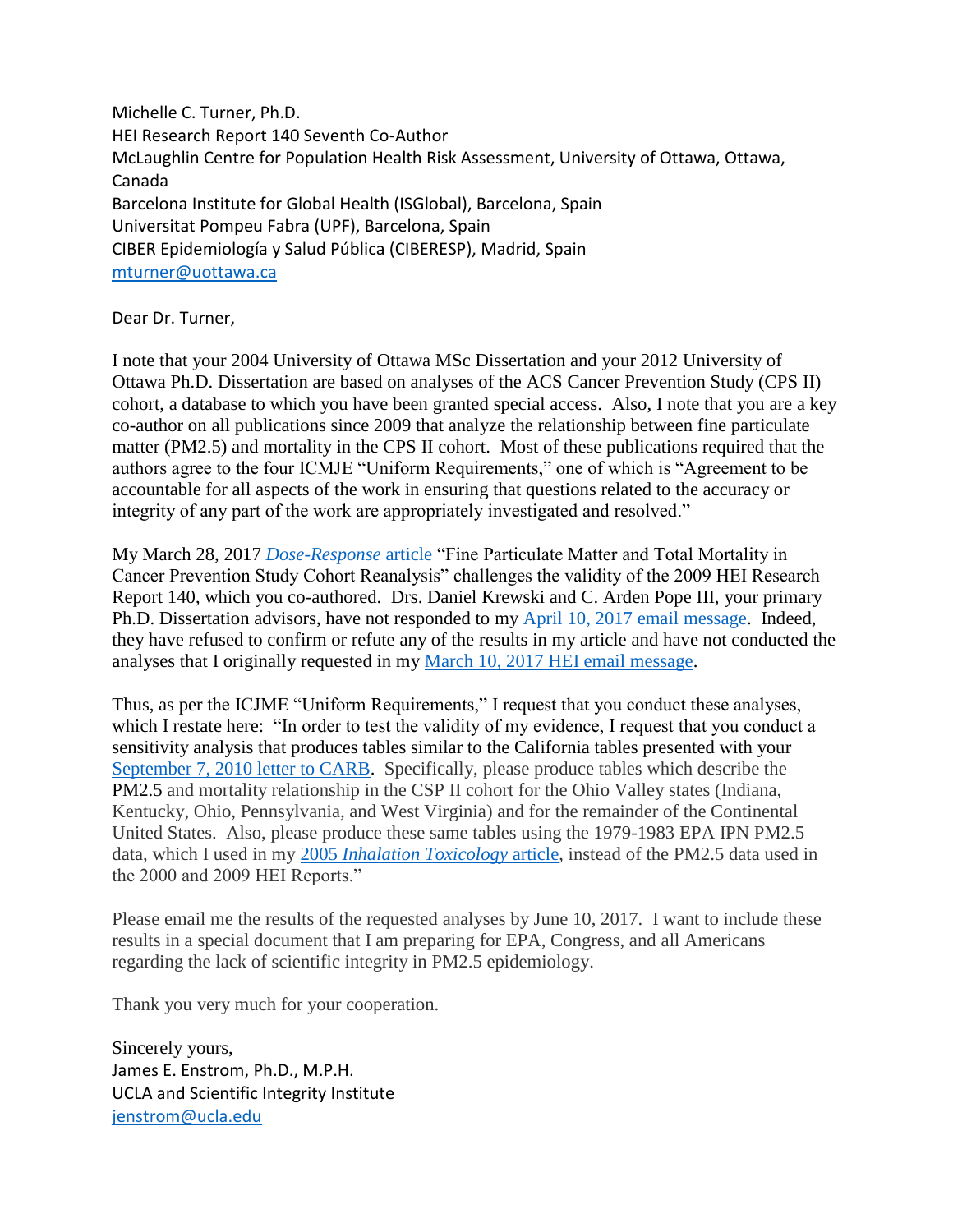Michelle C. Turner, Ph.D.
HEI Research Report 140 Seventh Co-Author
McLaughlin Centre for Population Health Risk Assessment, University of Ottawa, Ottawa, Canada
Barcelona Institute for Global Health (ISGlobal), Barcelona, Spain
Universitat Pompeu Fabra (UPF), Barcelona, Spain
CIBER Epidemiología y Salud Pública (CIBERESP), Madrid, Spain
mturner@uottawa.ca

Dear Dr. Turner,

I note that your 2004 University of Ottawa MSc Dissertation and your 2012 University of Ottawa Ph.D. Dissertation are based on analyses of the ACS Cancer Prevention Study (CPS II) cohort, a database to which you have been granted special access. Also, I note that you are a key co-author on all publications since 2009 that analyze the relationship between fine particulate matter (PM2.5) and mortality in the CPS II cohort. Most of these publications required that the authors agree to the four ICMJE "Uniform Requirements," one of which is "Agreement to be accountable for all aspects of the work in ensuring that questions related to the accuracy or integrity of any part of the work are appropriately investigated and resolved."

My March 28, 2017 *Dose-Response* article "Fine Particulate Matter and Total Mortality in Cancer Prevention Study Cohort Reanalysis" challenges the validity of the 2009 HEI Research Report 140, which you co-authored. Drs. Daniel Krewski and C. Arden Pope III, your primary Ph.D. Dissertation advisors, have not responded to my April 10, 2017 email message. Indeed, they have refused to confirm or refute any of the results in my article and have not conducted the analyses that I originally requested in my March 10, 2017 HEI email message.

Thus, as per the ICJME "Uniform Requirements," I request that you conduct these analyses, which I restate here: "In order to test the validity of my evidence, I request that you conduct a sensitivity analysis that produces tables similar to the California tables presented with your September 7, 2010 letter to CARB. Specifically, please produce tables which describe the PM2.5 and mortality relationship in the CSP II cohort for the Ohio Valley states (Indiana, Kentucky, Ohio, Pennsylvania, and West Virginia) and for the remainder of the Continental United States. Also, please produce these same tables using the 1979-1983 EPA IPN PM2.5 data, which I used in my 2005 *Inhalation Toxicology* article, instead of the PM2.5 data used in the 2000 and 2009 HEI Reports."

Please email me the results of the requested analyses by June 10, 2017. I want to include these results in a special document that I am preparing for EPA, Congress, and all Americans regarding the lack of scientific integrity in PM2.5 epidemiology.

Thank you very much for your cooperation.

Sincerely yours,
James E. Enstrom, Ph.D., M.P.H.
UCLA and Scientific Integrity Institute
jenstrom@ucla.edu